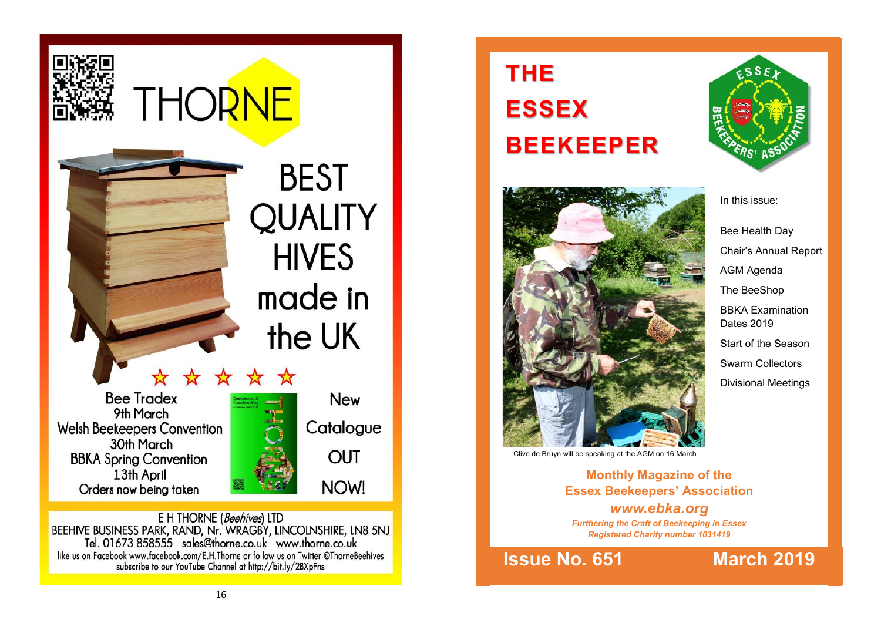# THORNE

**BEST QUALITY HIVES made in the UK**

★ ★ ★ ★ ★

Bee Tradex
9th March
Welsh Beekeepers Convention
30th March
BBKA Spring Convention
13th April
Orders now being taken

New Catalogue OUT NOW!

E H THORNE (*Beehives*) LTD
BEEHIVE BUSINESS PARK, RAND, Nr. WRAGBY, LINCOLNSHIRE, LN8 5NJ
Tel. 01673 858555 sales@thorne.co.uk www.thorne.co.uk
like us on Facebook www.facebook.com/E.H.Thorne or follow us on Twitter @ThorneBeehives
subscribe to our YouTube Channel at http://bit.ly/2BXpFns

---

# THE ESSEX BEEKEEPER

Clive de Bruyn will be speaking at the AGM on 16 March

In this issue:

- Bee Health Day
- Chair's Annual Report
- AGM Agenda
- The BeeShop
- BBKA Examination Dates 2019
- Start of the Season
- Swarm Collectors
- Divisional Meetings

**Monthly Magazine of the Essex Beekeepers' Association**

***www.ebka.org***

*Furthering the Craft of Beekeeping in Essex*
*Registered Charity number 1031419*

**Issue No. 651** **March 2019**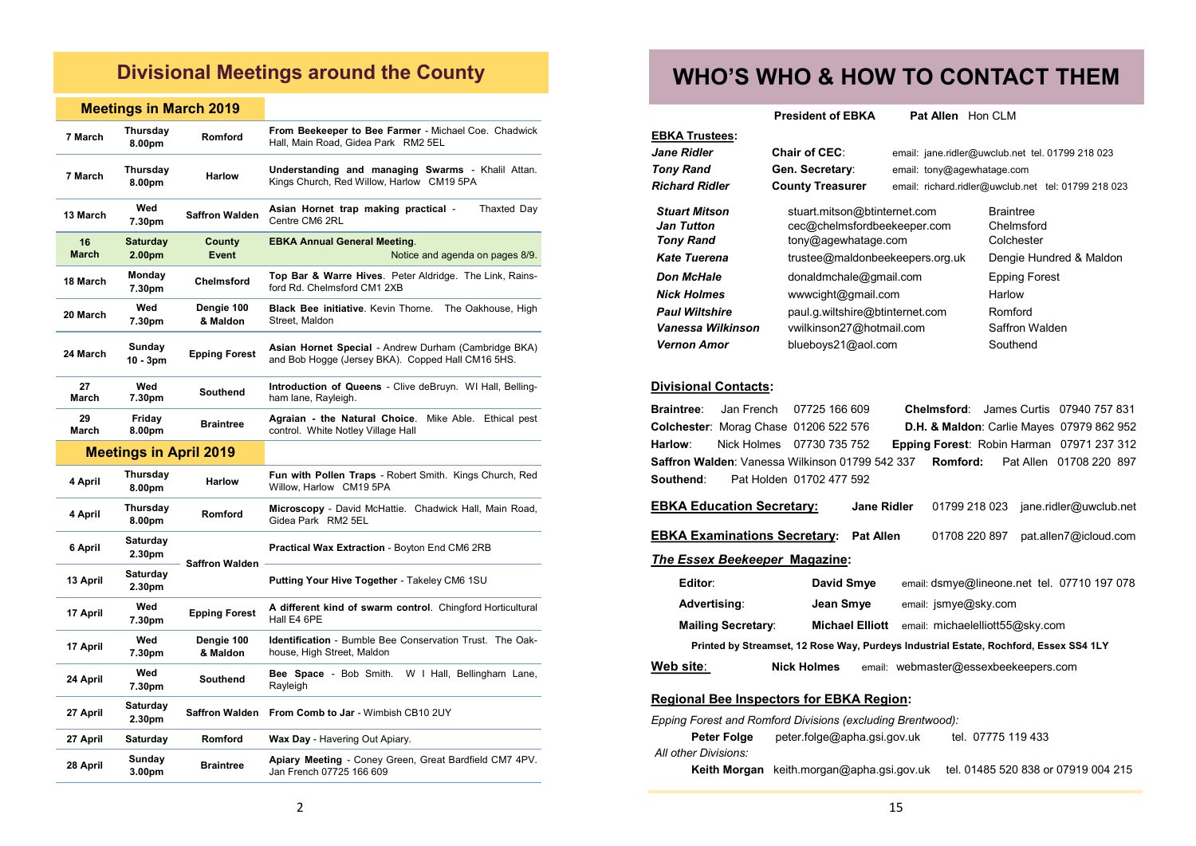# Divisional Meetings around the County

## Meetings in March 2019

| Date | Day/Time | Division | Details |
|---|---|---|---|
| 7 March | Thursday 8.00pm | Romford | **From Beekeeper to Bee Farmer** - Michael Coe. Chadwick Hall, Main Road, Gidea Park RM2 5EL |
| 7 March | Thursday 8.00pm | Harlow | **Understanding and managing Swarms** - Khalil Attan. Kings Church, Red Willow, Harlow CM19 5PA |
| 13 March | Wed 7.30pm | Saffron Walden | **Asian Hornet trap making practical** - Thaxted Day Centre CM6 2RL |
| 16 March | Saturday 2.00pm | County Event | **EBKA Annual General Meeting**. Notice and agenda on pages 8/9. |
| 18 March | Monday 7.30pm | Chelmsford | **Top Bar & Warre Hives**. Peter Aldridge. The Link, Rainsford Rd. Chelmsford CM1 2XB |
| 20 March | Wed 7.30pm | Dengie 100 & Maldon | **Black Bee initiative**. Kevin Thorne. The Oakhouse, High Street, Maldon |
| 24 March | Sunday 10 - 3pm | Epping Forest | **Asian Hornet Special** - Andrew Durham (Cambridge BKA) and Bob Hogge (Jersey BKA). Copped Hall CM16 5HS. |
| 27 March | Wed 7.30pm | Southend | **Introduction of Queens** - Clive deBruyn. WI Hall, Bellingham lane, Rayleigh. |
| 29 March | Friday 8.00pm | Braintree | **Agraian - the Natural Choice**. Mike Able. Ethical pest control. White Notley Village Hall |

## Meetings in April 2019

| Date | Day/Time | Division | Details |
|---|---|---|---|
| 4 April | Thursday 8.00pm | Harlow | **Fun with Pollen Traps** - Robert Smith. Kings Church, Red Willow, Harlow CM19 5PA |
| 4 April | Thursday 8.00pm | Romford | **Microscopy** - David McHattie. Chadwick Hall, Main Road, Gidea Park RM2 5EL |
| 6 April | Saturday 2.30pm | Saffron Walden | **Practical Wax Extraction** - Boyton End CM6 2RB |
| 13 April | Saturday 2.30pm | Saffron Walden | **Putting Your Hive Together** - Takeley CM6 1SU |
| 17 April | Wed 7.30pm | Epping Forest | **A different kind of swarm control**. Chingford Horticultural Hall E4 6PE |
| 17 April | Wed 7.30pm | Dengie 100 & Maldon | **Identification** - Bumble Bee Conservation Trust. The Oakhouse, High Street, Maldon |
| 24 April | Wed 7.30pm | Southend | **Bee Space** - Bob Smith. W I Hall, Bellingham Lane, Rayleigh |
| 27 April | Saturday 2.30pm | Saffron Walden | **From Comb to Jar** - Wimbish CB10 2UY |
| 27 April | Saturday | Romford | **Wax Day** - Havering Out Apiary. |
| 28 April | Sunday 3.00pm | Braintree | **Apiary Meeting** - Coney Green, Great Bardfield CM7 4PV. Jan French 07725 166 609 |

# WHO'S WHO & HOW TO CONTACT THEM

**President of EBKA** — **Pat Allen** Hon CLM

**EBKA Trustees:**

| Name | Role | Contact |
|---|---|---|
| *Jane Ridler* | **Chair of CEC**: | email: jane.ridler@uwclub.net tel. 01799 218 023 |
| *Tony Rand* | **Gen. Secretary**: | email: tony@agewhatage.com |
| *Richard Ridler* | **County Treasurer** | email: richard.ridler@uwclub.net tel: 01799 218 023 |

| Name | Email | Division |
|---|---|---|
| *Stuart Mitson* | stuart.mitson@btinternet.com | Braintree |
| *Jan Tutton* | cec@chelmsfordbeekeeper.com | Chelmsford |
| *Tony Rand* | tony@agewhatage.com | Colchester |
| *Kate Tuerena* | trustee@maldonbeekeepers.org.uk | Dengie Hundred & Maldon |
| *Don McHale* | donaldmchale@gmail.com | Epping Forest |
| *Nick Holmes* | wwwcight@gmail.com | Harlow |
| *Paul Wiltshire* | paul.g.wiltshire@btinternet.com | Romford |
| *Vanessa Wilkinson* | vwilkinson27@hotmail.com | Saffron Walden |
| *Vernon Amor* | blueboys21@aol.com | Southend |

**Divisional Contacts:**

**Braintree**: Jan French 07725 166 609
**Chelmsford**: James Curtis 07940 757 831
**Colchester**: Morag Chase 01206 522 576
**D.H. & Maldon**: Carlie Mayes 07979 862 952
**Harlow**: Nick Holmes 07730 735 752
**Epping Forest**: Robin Harman 07971 237 312
**Saffron Walden**: Vanessa Wilkinson 01799 542 337
**Romford:** Pat Allen 01708 220 897
**Southend**: Pat Holden 01702 477 592

**EBKA Education Secretary:** **Jane Ridler** 01799 218 023 jane.ridler@uwclub.net

**EBKA Examinations Secretary:** **Pat Allen** 01708 220 897 pat.allen7@icloud.com

***The Essex Beekeeper* Magazine:**

| Role | Name | Contact |
|---|---|---|
| **Editor**: | **David Smye** | email: dsmye@lineone.net tel. 07710 197 078 |
| **Advertising**: | **Jean Smye** | email: jsmye@sky.com |
| **Mailing Secretary**: | **Michael Elliott** | email: michaelelliott55@sky.com |

**Printed by Streamset, 12 Rose Way, Purdeys Industrial Estate, Rochford, Essex SS4 1LY**

**Web site**: **Nick Holmes** email: webmaster@essexbeekeepers.com

**Regional Bee Inspectors for EBKA Region:**

*Epping Forest and Romford Divisions (excluding Brentwood):*

**Peter Folge** peter.folge@apha.gsi.gov.uk tel. 07775 119 433

*All other Divisions:*

**Keith Morgan** keith.morgan@apha.gsi.gov.uk tel. 01485 520 838 or 07919 004 215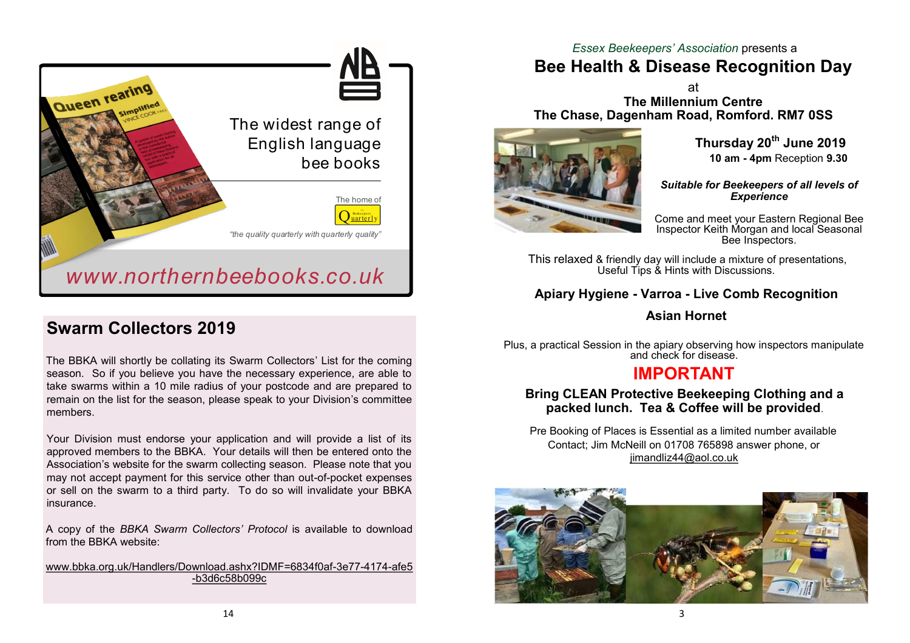The widest range of English language bee books

The home of The Beekeepers Quarterly

*"the quality quarterly with quarterly quality"*

www.northernbeebooks.co.uk

## Swarm Collectors 2019

The BBKA will shortly be collating its Swarm Collectors' List for the coming season. So if you believe you have the necessary experience, are able to take swarms within a 10 mile radius of your postcode and are prepared to remain on the list for the season, please speak to your Division's committee members.

Your Division must endorse your application and will provide a list of its approved members to the BBKA. Your details will then be entered onto the Association's website for the swarm collecting season. Please note that you may not accept payment for this service other than out-of-pocket expenses or sell on the swarm to a third party. To do so will invalidate your BBKA insurance.

A copy of the *BBKA Swarm Collectors' Protocol* is available to download from the BBKA website:

www.bbka.org.uk/Handlers/Download.ashx?IDMF=6834f0af-3e77-4174-afe5-b3d6c58b099c

*Essex Beekeepers' Association* presents a

## Bee Health & Disease Recognition Day

at

**The Millennium Centre**
**The Chase, Dagenham Road, Romford. RM7 0SS**

**Thursday 20th June 2019**
**10 am - 4pm** Reception **9.30**

***Suitable for Beekeepers of all levels of Experience***

Come and meet your Eastern Regional Bee Inspector Keith Morgan and local Seasonal Bee Inspectors.

This relaxed & friendly day will include a mixture of presentations, Useful Tips & Hints with Discussions.

**Apiary Hygiene - Varroa - Live Comb Recognition**

**Asian Hornet**

Plus, a practical Session in the apiary observing how inspectors manipulate and check for disease.

## IMPORTANT

**Bring CLEAN Protective Beekeeping Clothing and a packed lunch. Tea & Coffee will be provided**.

Pre Booking of Places is Essential as a limited number available
Contact; Jim McNeill on 01708 765898 answer phone, or
jimandliz44@aol.co.uk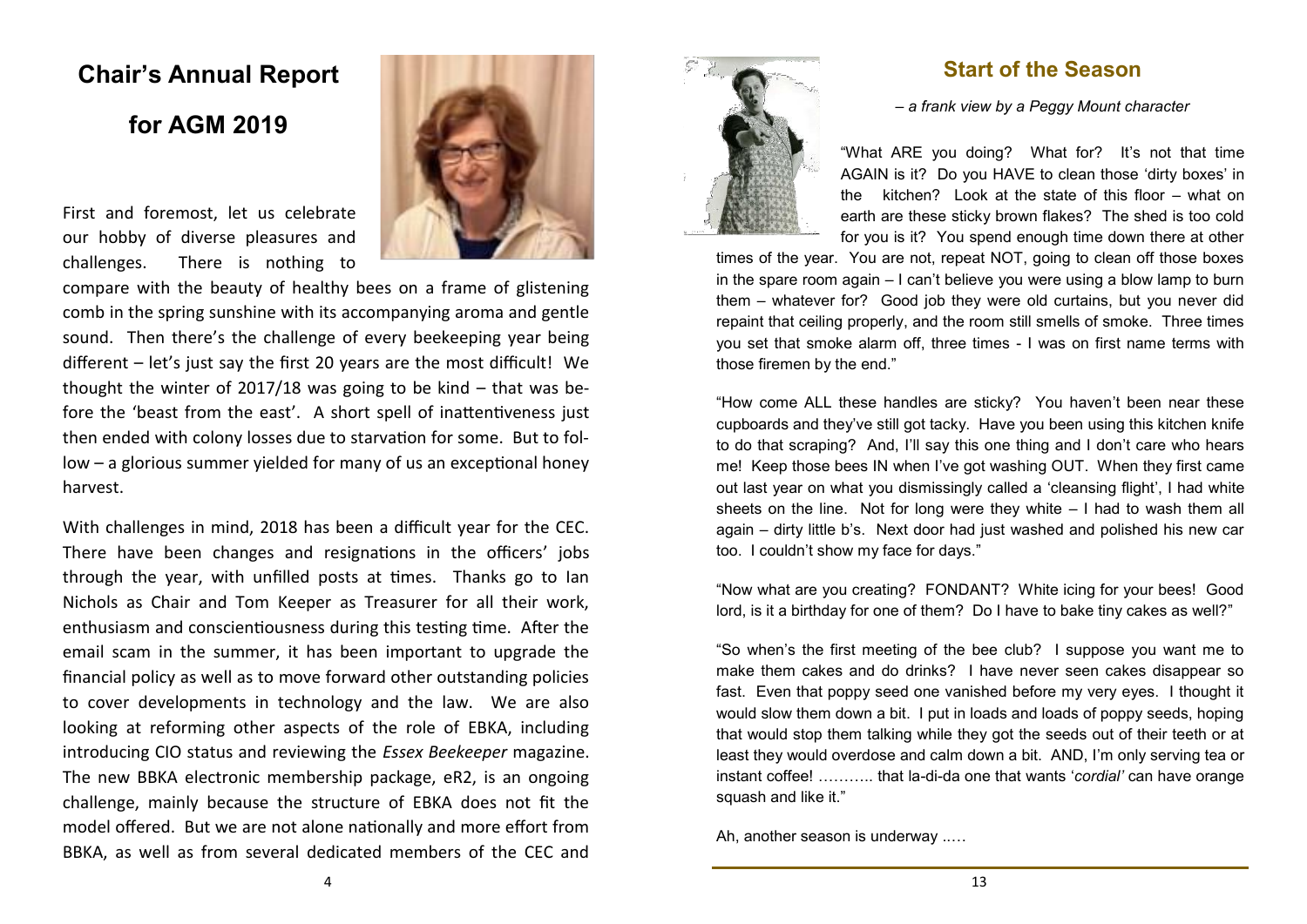# Chair's Annual Report

# for AGM 2019

First and foremost, let us celebrate our hobby of diverse pleasures and challenges. There is nothing to compare with the beauty of healthy bees on a frame of glistening comb in the spring sunshine with its accompanying aroma and gentle sound. Then there's the challenge of every beekeeping year being different – let's just say the first 20 years are the most difficult! We thought the winter of 2017/18 was going to be kind – that was before the 'beast from the east'. A short spell of inattentiveness just then ended with colony losses due to starvation for some. But to follow – a glorious summer yielded for many of us an exceptional honey harvest.

With challenges in mind, 2018 has been a difficult year for the CEC. There have been changes and resignations in the officers' jobs through the year, with unfilled posts at times. Thanks go to Ian Nichols as Chair and Tom Keeper as Treasurer for all their work, enthusiasm and conscientiousness during this testing time. After the email scam in the summer, it has been important to upgrade the financial policy as well as to move forward other outstanding policies to cover developments in technology and the law. We are also looking at reforming other aspects of the role of EBKA, including introducing CIO status and reviewing the *Essex Beekeeper* magazine. The new BBKA electronic membership package, eR2, is an ongoing challenge, mainly because the structure of EBKA does not fit the model offered. But we are not alone nationally and more effort from BBKA, as well as from several dedicated members of the CEC and

## Start of the Season

*– a frank view by a Peggy Mount character*

"What ARE you doing? What for? It's not that time AGAIN is it? Do you HAVE to clean those 'dirty boxes' in the kitchen? Look at the state of this floor – what on earth are these sticky brown flakes? The shed is too cold for you is it? You spend enough time down there at other times of the year. You are not, repeat NOT, going to clean off those boxes in the spare room again – I can't believe you were using a blow lamp to burn them – whatever for? Good job they were old curtains, but you never did repaint that ceiling properly, and the room still smells of smoke. Three times you set that smoke alarm off, three times - I was on first name terms with those firemen by the end."

"How come ALL these handles are sticky? You haven't been near these cupboards and they've still got tacky. Have you been using this kitchen knife to do that scraping? And, I'll say this one thing and I don't care who hears me! Keep those bees IN when I've got washing OUT. When they first came out last year on what you dismissingly called a 'cleansing flight', I had white sheets on the line. Not for long were they white – I had to wash them all again – dirty little b's. Next door had just washed and polished his new car too. I couldn't show my face for days."

"Now what are you creating? FONDANT? White icing for your bees! Good lord, is it a birthday for one of them? Do I have to bake tiny cakes as well?"

"So when's the first meeting of the bee club? I suppose you want me to make them cakes and do drinks? I have never seen cakes disappear so fast. Even that poppy seed one vanished before my very eyes. I thought it would slow them down a bit. I put in loads and loads of poppy seeds, hoping that would stop them talking while they got the seeds out of their teeth or at least they would overdose and calm down a bit. AND, I'm only serving tea or instant coffee! ……….. that la-di-da one that wants '*cordial'* can have orange squash and like it."

Ah, another season is underway ..…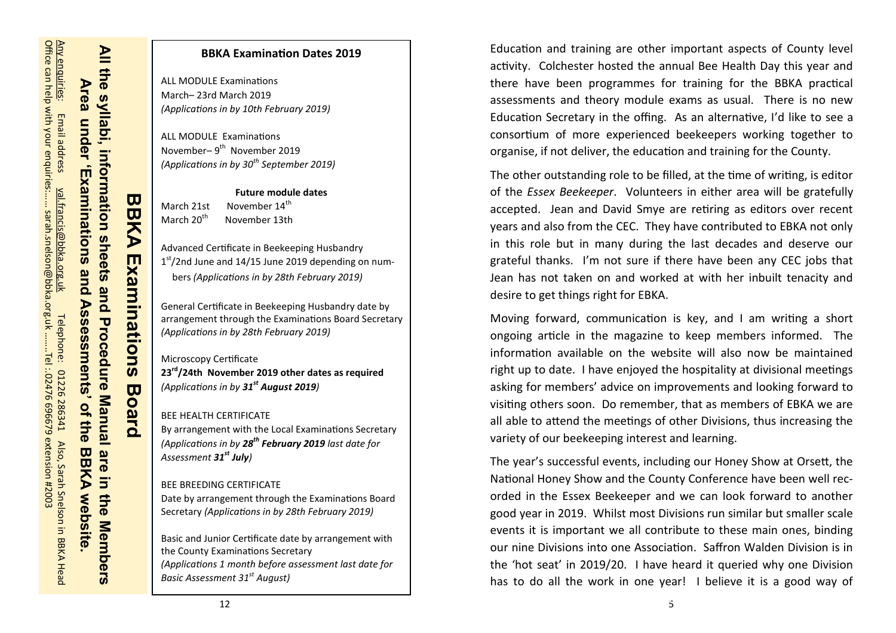**BBKA Examinations Board**

**All the syllabi, information sheets and Procedure Manual are in the Members Area under 'Examinations and Assessments' of the BBKA website.**

Any enquiries: Email address val.francis@bbka.org.uk Telephone: 01226 286341 Also, Sarah Snelson in BBKA Head Office can help with your enquiries:….. sarah.snelson@bbka.org.uk ……Tel.:02476 696679 extension #2003

### BBKA Examination Dates 2019

ALL MODULE Examinations
March– 23rd March 2019
*(Applications in by 10th February 2019)*

ALL MODULE Examinations
November– 9th November 2019
*(Applications in by 30th September 2019)*

**Future module dates**

| March 21st | November 14th |
|---|---|
| March 20th | November 13th |

Advanced Certificate in Beekeeping Husbandry
1st/2nd June and 14/15 June 2019 depending on numbers *(Applications in by 28th February 2019)*

General Certificate in Beekeeping Husbandry date by arrangement through the Examinations Board Secretary *(Applications in by 28th February 2019)*

Microscopy Certificate
**23rd/24th November 2019 other dates as required**
*(Applications in by **31st August 2019**)*

BEE HEALTH CERTIFICATE
By arrangement with the Local Examinations Secretary *(Applications in by **28th February 2019** last date for Assessment **31st July**)*

BEE BREEDING CERTIFICATE
Date by arrangement through the Examinations Board Secretary *(Applications in by 28th February 2019)*

Basic and Junior Certificate date by arrangement with the County Examinations Secretary
*(Applications 1 month before assessment last date for Basic Assessment 31st August)*

Education and training are other important aspects of County level activity. Colchester hosted the annual Bee Health Day this year and there have been programmes for training for the BBKA practical assessments and theory module exams as usual. There is no new Education Secretary in the offing. As an alternative, I'd like to see a consortium of more experienced beekeepers working together to organise, if not deliver, the education and training for the County.

The other outstanding role to be filled, at the time of writing, is editor of the *Essex Beekeeper*. Volunteers in either area will be gratefully accepted. Jean and David Smye are retiring as editors over recent years and also from the CEC. They have contributed to EBKA not only in this role but in many during the last decades and deserve our grateful thanks. I'm not sure if there have been any CEC jobs that Jean has not taken on and worked at with her inbuilt tenacity and desire to get things right for EBKA.

Moving forward, communication is key, and I am writing a short ongoing article in the magazine to keep members informed. The information available on the website will also now be maintained right up to date. I have enjoyed the hospitality at divisional meetings asking for members' advice on improvements and looking forward to visiting others soon. Do remember, that as members of EBKA we are all able to attend the meetings of other Divisions, thus increasing the variety of our beekeeping interest and learning.

The year's successful events, including our Honey Show at Orsett, the National Honey Show and the County Conference have been well recorded in the Essex Beekeeper and we can look forward to another good year in 2019. Whilst most Divisions run similar but smaller scale events it is important we all contribute to these main ones, binding our nine Divisions into one Association. Saffron Walden Division is in the 'hot seat' in 2019/20. I have heard it queried why one Division has to do all the work in one year! I believe it is a good way of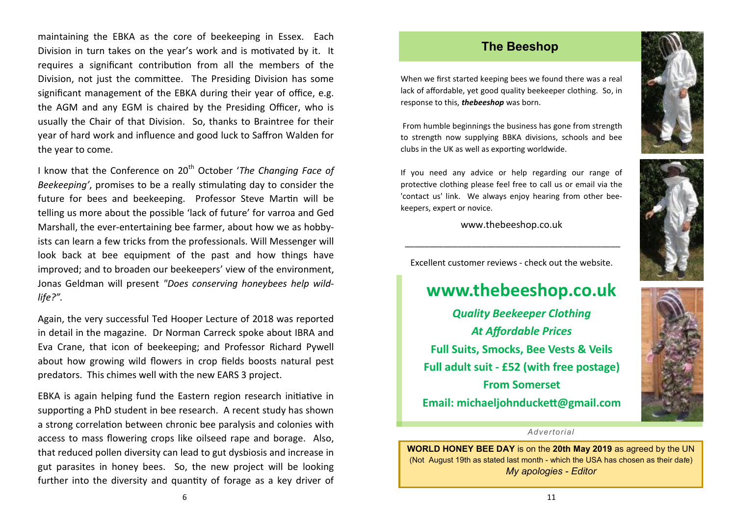maintaining the EBKA as the core of beekeeping in Essex. Each Division in turn takes on the year's work and is motivated by it. It requires a significant contribution from all the members of the Division, not just the committee. The Presiding Division has some significant management of the EBKA during their year of office, e.g. the AGM and any EGM is chaired by the Presiding Officer, who is usually the Chair of that Division. So, thanks to Braintree for their year of hard work and influence and good luck to Saffron Walden for the year to come.

I know that the Conference on 20th October '*The Changing Face of Beekeeping'*, promises to be a really stimulating day to consider the future for bees and beekeeping. Professor Steve Martin will be telling us more about the possible 'lack of future' for varroa and Ged Marshall, the ever-entertaining bee farmer, about how we as hobbyists can learn a few tricks from the professionals. Will Messenger will look back at bee equipment of the past and how things have improved; and to broaden our beekeepers' view of the environment, Jonas Geldman will present *"Does conserving honeybees help wildlife?".*

Again, the very successful Ted Hooper Lecture of 2018 was reported in detail in the magazine. Dr Norman Carreck spoke about IBRA and Eva Crane, that icon of beekeeping; and Professor Richard Pywell about how growing wild flowers in crop fields boosts natural pest predators. This chimes well with the new EARS 3 project.

EBKA is again helping fund the Eastern region research initiative in supporting a PhD student in bee research. A recent study has shown a strong correlation between chronic bee paralysis and colonies with access to mass flowering crops like oilseed rape and borage. Also, that reduced pollen diversity can lead to gut dysbiosis and increase in gut parasites in honey bees. So, the new project will be looking further into the diversity and quantity of forage as a key driver of

## The Beeshop

When we first started keeping bees we found there was a real lack of affordable, yet good quality beekeeper clothing. So, in response to this, ***thebeeshop*** was born.

From humble beginnings the business has gone from strength to strength now supplying BBKA divisions, schools and bee clubs in the UK as well as exporting worldwide.

If you need any advice or help regarding our range of protective clothing please feel free to call us or email via the 'contact us' link. We always enjoy hearing from other beekeepers, expert or novice.

www.thebeeshop.co.uk

---

Excellent customer reviews - check out the website.

## www.thebeeshop.co.uk

***Quality Beekeeper Clothing***
***At Affordable Prices***

**Full Suits, Smocks, Bee Vests & Veils**
**Full adult suit - £52 (with free postage)**
**From Somerset**
**Email: michaeljohnduckett@gmail.com**

*Advertorial*

**WORLD HONEY BEE DAY** is on the **20th May 2019** as agreed by the UN (Not August 19th as stated last month - which the USA has chosen as their date) *My apologies - Editor*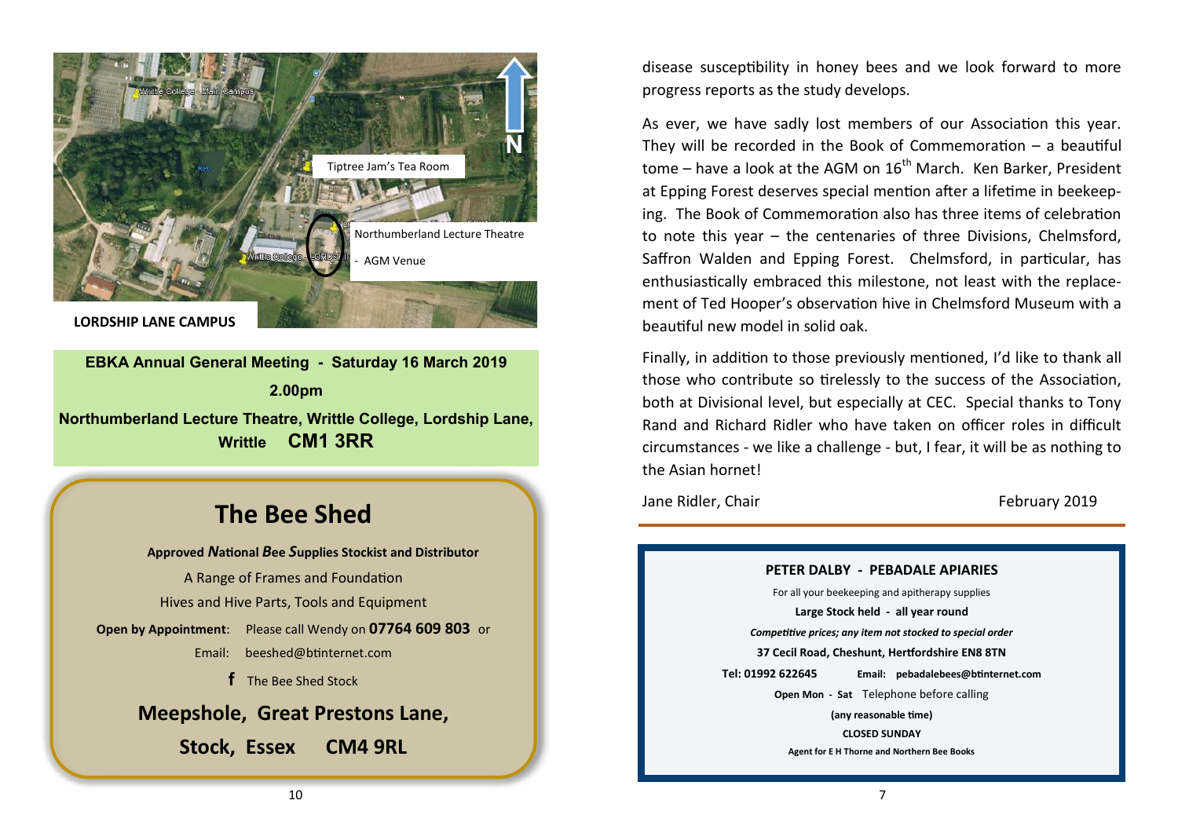Tiptree Jam's Tea Room

Northumberland Lecture Theatre - AGM Venue

N

**LORDSHIP LANE CAMPUS**

**EBKA Annual General Meeting - Saturday 16 March 2019**

**2.00pm**

**Northumberland Lecture Theatre, Writtle College, Lordship Lane, Writtle CM1 3RR**

# The Bee Shed

**Approved *N*ational *B*ee *S*upplies Stockist and Distributor**

A Range of Frames and Foundation

Hives and Hive Parts, Tools and Equipment

**Open by Appointment**: Please call Wendy on **07764 609 803** or

Email: beeshed@btinternet.com

f The Bee Shed Stock

**Meepshole, Great Prestons Lane,**

**Stock, Essex CM4 9RL**

disease susceptibility in honey bees and we look forward to more progress reports as the study develops.

As ever, we have sadly lost members of our Association this year. They will be recorded in the Book of Commemoration – a beautiful tome – have a look at the AGM on 16th March. Ken Barker, President at Epping Forest deserves special mention after a lifetime in beekeeping. The Book of Commemoration also has three items of celebration to note this year – the centenaries of three Divisions, Chelmsford, Saffron Walden and Epping Forest. Chelmsford, in particular, has enthusiastically embraced this milestone, not least with the replacement of Ted Hooper's observation hive in Chelmsford Museum with a beautiful new model in solid oak.

Finally, in addition to those previously mentioned, I'd like to thank all those who contribute so tirelessly to the success of the Association, both at Divisional level, but especially at CEC. Special thanks to Tony Rand and Richard Ridler who have taken on officer roles in difficult circumstances - we like a challenge - but, I fear, it will be as nothing to the Asian hornet!

Jane Ridler, Chair February 2019

**PETER DALBY - PEBADALE APIARIES**

For all your beekeeping and apitherapy supplies

**Large Stock held - all year round**

***Competitive prices; any item not stocked to special order***

**37 Cecil Road, Cheshunt, Hertfordshire EN8 8TN**

**Tel: 01992 622645** **Email: pebadalebees@btinternet.com**

**Open Mon - Sat** Telephone before calling

**(any reasonable time)**

**CLOSED SUNDAY**

**Agent for E H Thorne and Northern Bee Books**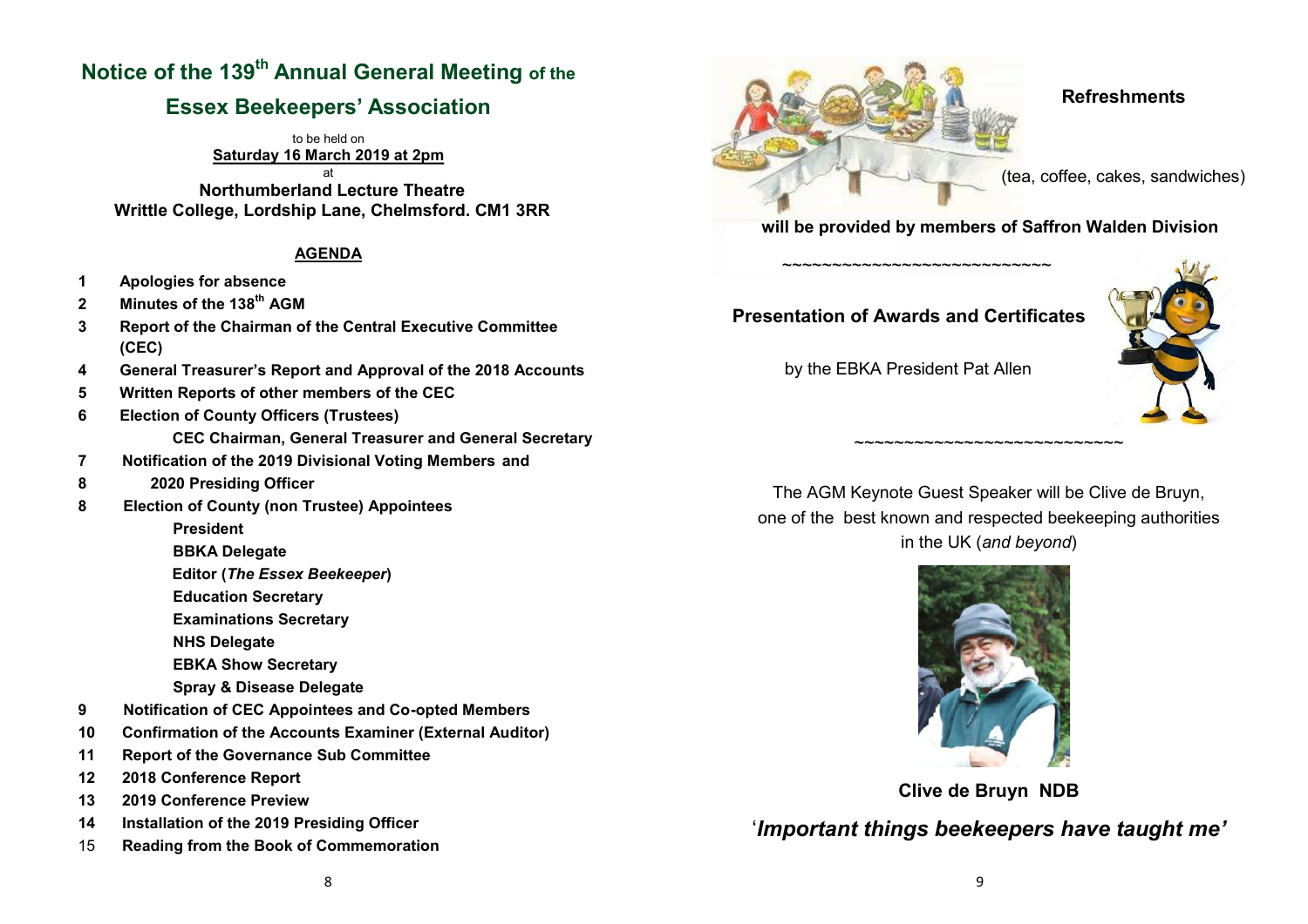# Notice of the 139th Annual General Meeting of the Essex Beekeepers' Association

to be held on

**Saturday 16 March 2019 at 2pm**

at

**Northumberland Lecture Theatre**
**Writtle College, Lordship Lane, Chelmsford. CM1 3RR**

## AGENDA

1 **Apologies for absence**
2 **Minutes of the 138th AGM**
3 **Report of the Chairman of the Central Executive Committee (CEC)**
4 **General Treasurer's Report and Approval of the 2018 Accounts**
5 **Written Reports of other members of the CEC**
6 **Election of County Officers (Trustees)**
  **CEC Chairman, General Treasurer and General Secretary**
7 **Notification of the 2019 Divisional Voting Members and**
8 **2020 Presiding Officer**
8 **Election of County (non Trustee) Appointees**
  **President**
  **BBKA Delegate**
  **Editor (*The Essex Beekeeper*)**
  **Education Secretary**
  **Examinations Secretary**
  **NHS Delegate**
  **EBKA Show Secretary**
  **Spray & Disease Delegate**
9 **Notification of CEC Appointees and Co-opted Members**
10 **Confirmation of the Accounts Examiner (External Auditor)**
11 **Report of the Governance Sub Committee**
12 **2018 Conference Report**
13 **2019 Conference Preview**
14 **Installation of the 2019 Presiding Officer**
15 **Reading from the Book of Commemoration**

**Refreshments**

(tea, coffee, cakes, sandwiches)

**will be provided by members of Saffron Walden Division**

~~~~~~~~~~~~~~~~~~~~~~~~~~~~

**Presentation of Awards and Certificates**

by the EBKA President Pat Allen

~~~~~~~~~~~~~~~~~~~~~~~~~~~~

The AGM Keynote Guest Speaker will be Clive de Bruyn, one of the best known and respected beekeeping authorities in the UK (*and beyond*)

**Clive de Bruyn NDB**

'***Important things beekeepers have taught me'***